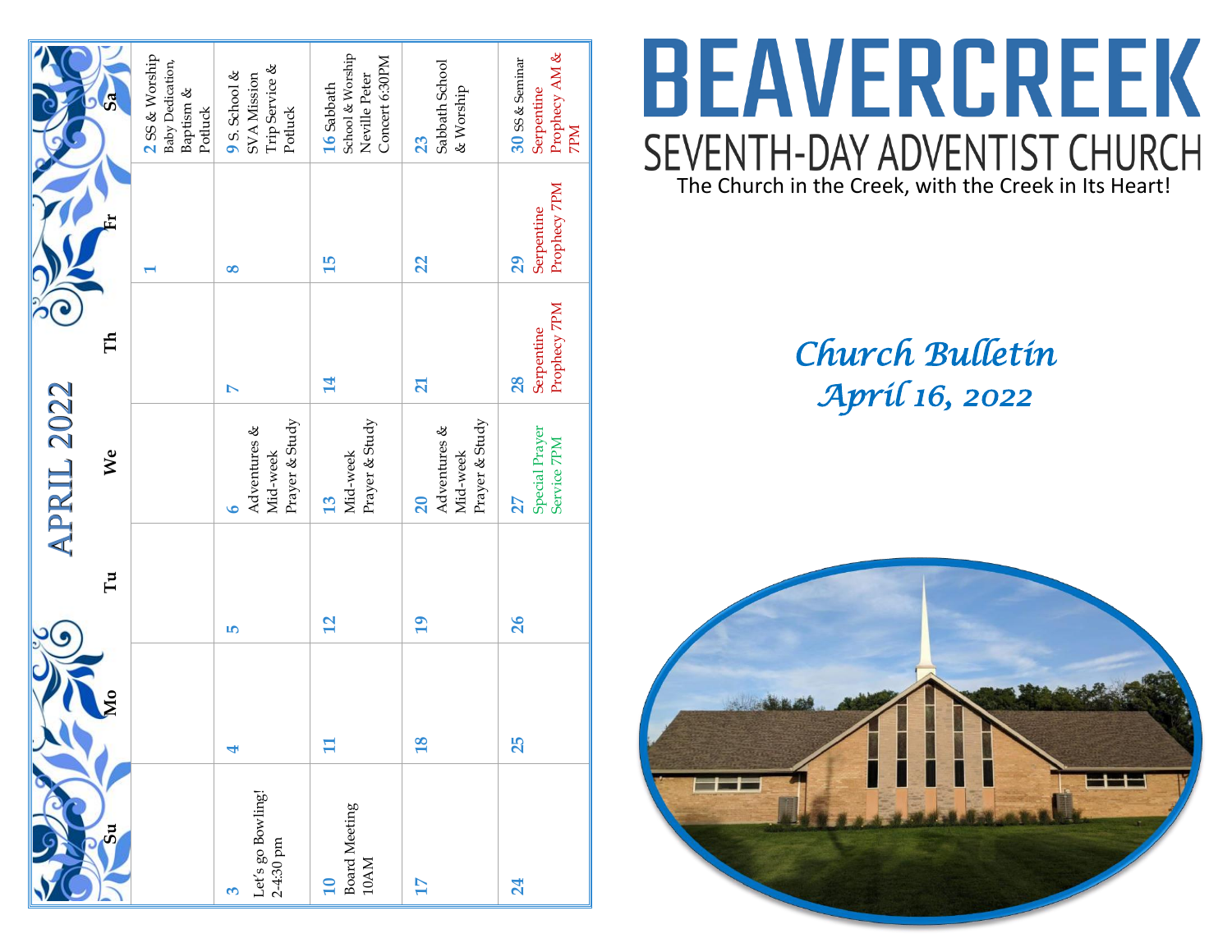# APRIL 2022

| Su | Mo | Tu | We | Th | Fr | Sa |
|---|---|---|---|---|---|---|
| | | | | | 1 | 2 SS & Worship Baby Dedication, Baptism & Potluck |
| 3 Let's go Bowling! 2-4:30 pm | 4 | 5 | 6 Adventures & Mid-week Prayer & Study | 7 | 8 | 9 S. School & SVA Mission Trip Service & Potluck |
| 10 Board Meeting 10AM | 11 | 12 | 13 Mid-week Prayer & Study | 14 | 15 | 16 Sabbath School & Worship Neville Peter Concert 6:30PM |
| 17 | 18 | 19 | 20 Adventures & Mid-week Prayer & Study | 21 | 22 | 23 Sabbath School & Worship |
| 24 | 25 | 26 | 27 Special Prayer Service 7PM | 28 Serpentine Prophecy 7PM | 29 Serpentine Prophecy 7PM | 30 SS & Seminar Serpentine Prophecy AM & 7PM |

# BEAVERCREEK

## SEVENTH-DAY ADVENTIST CHURCH

The Church in the Creek, with the Creek in Its Heart!

## *Church Bulletin*
## *April 16, 2022*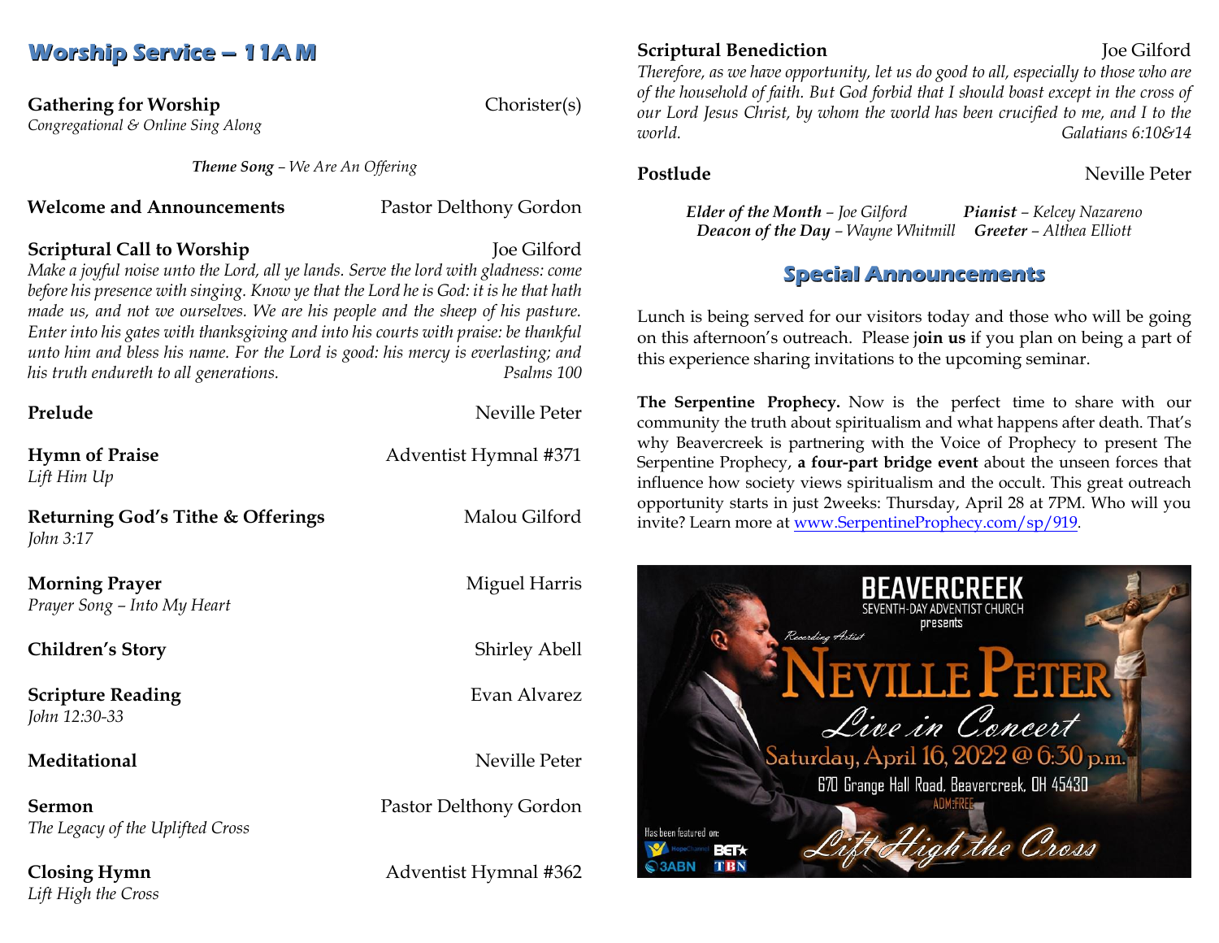# Worship Service – 11AM

**Gathering for Worship** — Chorister(s)
*Congregational & Online Sing Along*

***Theme Song** – We Are An Offering*

**Welcome and Announcements** — Pastor Delthony Gordon

**Scriptural Call to Worship** — Joe Gilford
*Make a joyful noise unto the Lord, all ye lands. Serve the lord with gladness: come before his presence with singing. Know ye that the Lord he is God: it is he that hath made us, and not we ourselves. We are his people and the sheep of his pasture. Enter into his gates with thanksgiving and into his courts with praise: be thankful unto him and bless his name. For the Lord is good: his mercy is everlasting; and his truth endureth to all generations.* *Psalms 100*

**Prelude** — Neville Peter

**Hymn of Praise** — Adventist Hymnal #371
*Lift Him Up*

**Returning God's Tithe & Offerings** — Malou Gilford
*John 3:17*

**Morning Prayer** — Miguel Harris
*Prayer Song – Into My Heart*

**Children's Story** — Shirley Abell

**Scripture Reading** — Evan Alvarez
*John 12:30-33*

**Meditational** — Neville Peter

**Sermon** — Pastor Delthony Gordon
*The Legacy of the Uplifted Cross*

**Closing Hymn** — Adventist Hymnal #362
*Lift High the Cross*

**Scriptural Benediction** — Joe Gilford
*Therefore, as we have opportunity, let us do good to all, especially to those who are of the household of faith. But God forbid that I should boast except in the cross of our Lord Jesus Christ, by whom the world has been crucified to me, and I to the world.* *Galatians 6:10&14*

**Postlude** — Neville Peter

***Elder of the Month** – Joe Gilford* — ***Pianist** – Kelcey Nazareno*
***Deacon of the Day** – Wayne Whitmill* — ***Greeter** – Althea Elliott*

## Special Announcements

Lunch is being served for our visitors today and those who will be going on this afternoon's outreach. Please **join us** if you plan on being a part of this experience sharing invitations to the upcoming seminar.

**The Serpentine Prophecy.** Now is the perfect time to share with our community the truth about spiritualism and what happens after death. That's why Beavercreek is partnering with the Voice of Prophecy to present The Serpentine Prophecy, **a four-part bridge event** about the unseen forces that influence how society views spiritualism and the occult. This great outreach opportunity starts in just 2weeks: Thursday, April 28 at 7PM. Who will you invite? Learn more at www.SerpentineProphecy.com/sp/919.

BEAVERCREEK
SEVENTH-DAY ADVENTIST CHURCH
presents
Recording Artist
NEVILLE PETER
Live in Concert
Saturday, April 16, 2022 @ 6:30 p.m.
670 Grange Hall Road, Beavercreek, OH 45430
ADM:FREE
Has been featured on:
Lift High the Cross